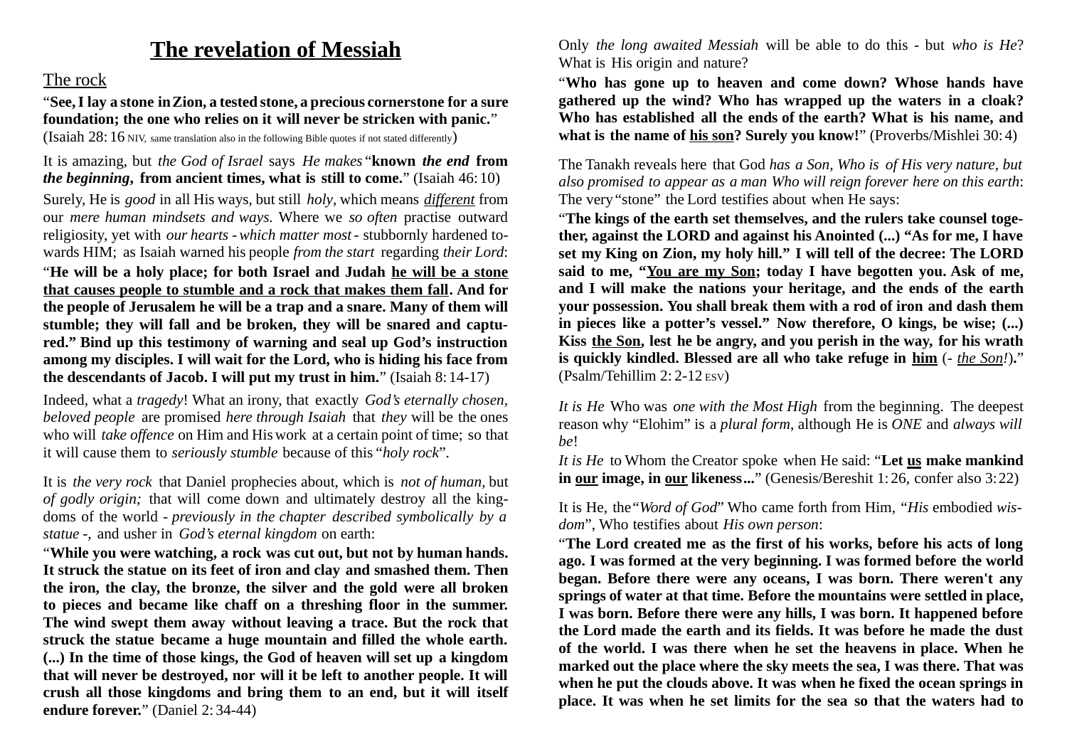# The revelation of Messiah

## The rock

"**See, I lay a stone in Zion, a tested stone, a precious cornerstone for a sure foundation; the one who relies on it will never be stricken with panic.**" (Isaiah 28:16 NIV, same translation also in the following Bible quotes if not stated differently)

It is amazing, but *the God of Israel* says *He makes* "**known *the end* from *the beginning*, from ancient times, what is still to come.**" (Isaiah 46:10)

Surely, He is *good* in all His ways, but still *holy*, which means *different* from our *mere human mindsets and ways.* Where we *so often* practise outward religiosity, yet with *our hearts - which matter most -* stubbornly hardened towards HIM; as Isaiah warned his people *from the start* regarding *their Lord*:

"**He will be a holy place; for both Israel and Judah he will be a stone that causes people to stumble and a rock that makes them fall. And for the people of Jerusalem he will be a trap and a snare. Many of them will stumble; they will fall and be broken, they will be snared and captured." Bind up this testimony of warning and seal up God's instruction among my disciples. I will wait for the Lord, who is hiding his face from the descendants of Jacob. I will put my trust in him.**" (Isaiah 8:14-17)

Indeed, what a *tragedy*! What an irony, that exactly *God's eternally chosen, beloved people* are promised *here through Isaiah* that *they* will be the ones who will *take offence* on Him and His work at a certain point of time; so that it will cause them to *seriously stumble* because of this "*holy rock*".

It is *the very rock* that Daniel prophecies about, which is *not of human*, but *of godly origin;* that will come down and ultimately destroy all the kingdoms of the world - *previously in the chapter described symbolically by a statue* -, and usher in *God's eternal kingdom* on earth:

"**While you were watching, a rock was cut out, but not by human hands. It struck the statue on its feet of iron and clay and smashed them. Then the iron, the clay, the bronze, the silver and the gold were all broken to pieces and became like chaff on a threshing floor in the summer. The wind swept them away without leaving a trace. But the rock that struck the statue became a huge mountain and filled the whole earth. (...) In the time of those kings, the God of heaven will set up a kingdom that will never be destroyed, nor will it be left to another people. It will crush all those kingdoms and bring them to an end, but it will itself endure forever.**" (Daniel 2:34-44)

Only *the long awaited Messiah* will be able to do this - but *who is He*? What is His origin and nature?

"**Who has gone up to heaven and come down? Whose hands have gathered up the wind? Who has wrapped up the waters in a cloak? Who has established all the ends of the earth? What is his name, and what is the name of his son? Surely you know!**" (Proverbs/Mishlei 30:4)

The Tanakh reveals here that God *has a Son, Who is of His very nature, but also promised to appear as a man Who will reign forever here on this earth*: The very "stone" the Lord testifies about when He says:

"**The kings of the earth set themselves, and the rulers take counsel together, against the LORD and against his Anointed (...) "As for me, I have set my King on Zion, my holy hill." I will tell of the decree: The LORD said to me, "You are my Son; today I have begotten you. Ask of me, and I will make the nations your heritage, and the ends of the earth your possession. You shall break them with a rod of iron and dash them in pieces like a potter's vessel." Now therefore, O kings, be wise; (...) Kiss the Son, lest he be angry, and you perish in the way, for his wrath is quickly kindled. Blessed are all who take refuge in him** (- *the Son!*)." (Psalm/Tehillim 2:2-12 ESV)

*It is He* Who was *one with the Most High* from the beginning. The deepest reason why "Elohim" is a *plural form*, although He is *ONE* and *always will be*!

*It is He* to Whom the Creator spoke when He said: "**Let us make mankind in our image, in our likeness...**" (Genesis/Bereshit 1:26, confer also 3:22)

It is He, the "*Word of God*" Who came forth from Him, "*His* embodied *wisdom*", Who testifies about *His own person*:

"**The Lord created me as the first of his works, before his acts of long ago. I was formed at the very beginning. I was formed before the world began. Before there were any oceans, I was born. There weren't any springs of water at that time. Before the mountains were settled in place, I was born. Before there were any hills, I was born. It happened before the Lord made the earth and its fields. It was before he made the dust of the world. I was there when he set the heavens in place. When he marked out the place where the sky meets the sea, I was there. That was when he put the clouds above. It was when he fixed the ocean springs in place. It was when he set limits for the sea so that the waters had to**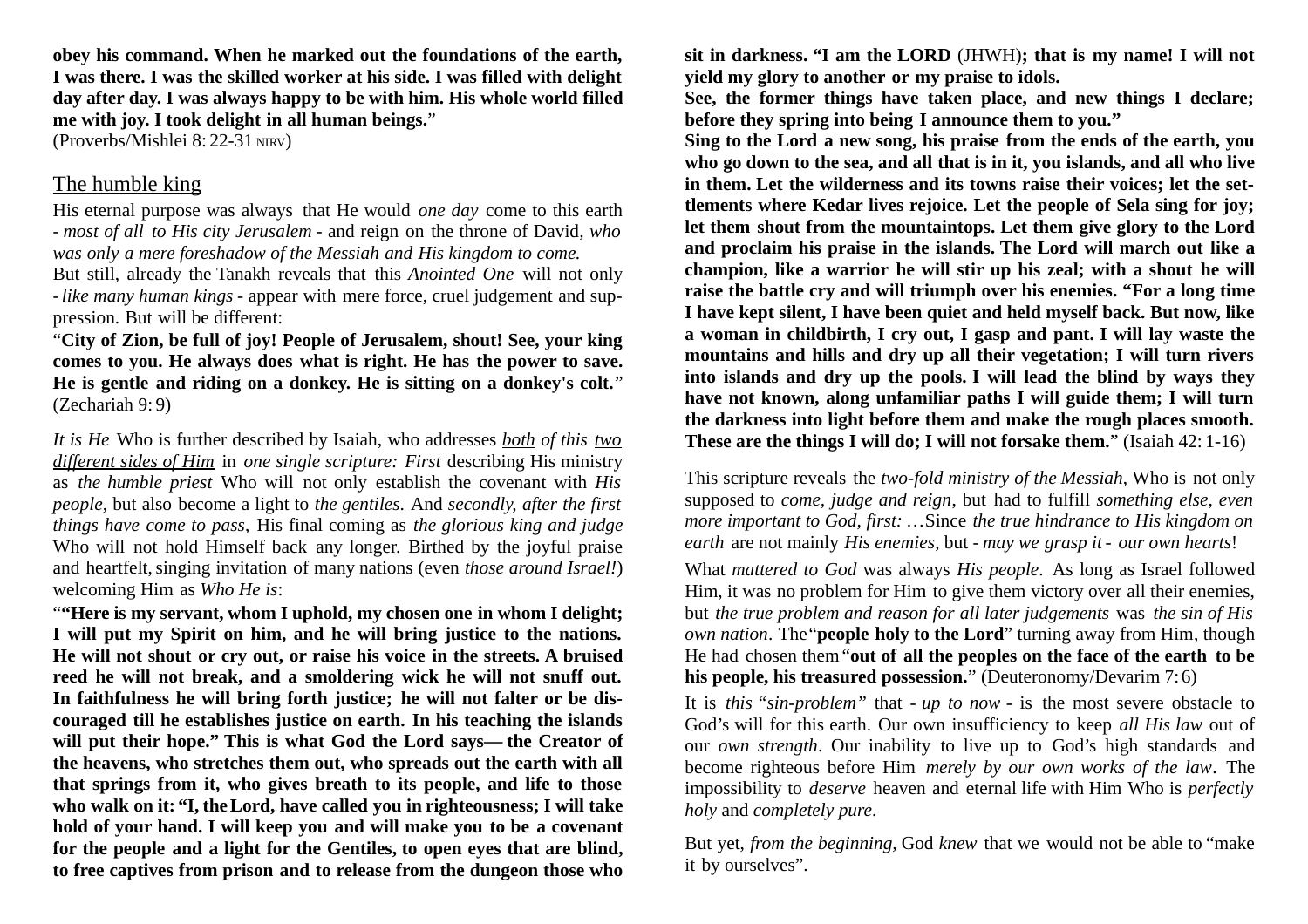**obey his command. When he marked out the foundations of the earth, I was there. I was the skilled worker at his side. I was filled with delight day after day. I was always happy to be with him. His whole world filled me with joy. I took delight in all human beings.**"
(Proverbs/Mishlei 8: 22-31 NIRV)

## The humble king

His eternal purpose was always that He would *one day* come to this earth - *most of all to His city Jerusalem* - and reign on the throne of David*, who was only a mere foreshadow of the Messiah and His kingdom to come.*

But still, already the Tanakh reveals that this *Anointed One* will not only - *like many human kings* - appear with mere force, cruel judgement and suppression. But will be different:

"**City of Zion, be full of joy! People of Jerusalem, shout! See, your king comes to you. He always does what is right. He has the power to save. He is gentle and riding on a donkey. He is sitting on a donkey's colt.**" (Zechariah 9: 9)

*It is He* Who is further described by Isaiah, who addresses *both of this two different sides of Him* in *one single scripture: First* describing His ministry as *the humble priest* Who will not only establish the covenant with *His people*, but also become a light to *the gentiles*. And *secondly, after the first things have come to pass*, His final coming as *the glorious king and judge* Who will not hold Himself back any longer. Birthed by the joyful praise and heartfelt, singing invitation of many nations (even *those around Israel!*) welcoming Him as *Who He is*:

"**"Here is my servant, whom I uphold, my chosen one in whom I delight; I will put my Spirit on him, and he will bring justice to the nations. He will not shout or cry out, or raise his voice in the streets. A bruised reed he will not break, and a smoldering wick he will not snuff out. In faithfulness he will bring forth justice; he will not falter or be discouraged till he establishes justice on earth. In his teaching the islands will put their hope." This is what God the Lord says— the Creator of the heavens, who stretches them out, who spreads out the earth with all that springs from it, who gives breath to its people, and life to those who walk on it: "I, the Lord, have called you in righteousness; I will take hold of your hand. I will keep you and will make you to be a covenant for the people and a light for the Gentiles, to open eyes that are blind, to free captives from prison and to release from the dungeon those who sit in darkness. "I am the LORD** (JHWH)**; that is my name! I will not yield my glory to another or my praise to idols.**
**See, the former things have taken place, and new things I declare; before they spring into being I announce them to you."**
**Sing to the Lord a new song, his praise from the ends of the earth, you who go down to the sea, and all that is in it, you islands, and all who live in them. Let the wilderness and its towns raise their voices; let the settlements where Kedar lives rejoice. Let the people of Sela sing for joy; let them shout from the mountaintops. Let them give glory to the Lord and proclaim his praise in the islands. The Lord will march out like a champion, like a warrior he will stir up his zeal; with a shout he will raise the battle cry and will triumph over his enemies. "For a long time I have kept silent, I have been quiet and held myself back. But now, like a woman in childbirth, I cry out, I gasp and pant. I will lay waste the mountains and hills and dry up all their vegetation; I will turn rivers into islands and dry up the pools. I will lead the blind by ways they have not known, along unfamiliar paths I will guide them; I will turn the darkness into light before them and make the rough places smooth. These are the things I will do; I will not forsake them.**" (Isaiah 42: 1-16)

This scripture reveals the *two-fold ministry of the Messiah*, Who is not only supposed to *come, judge and reign*, but had to fulfill *something else, even more important to God, first:* …Since *the true hindrance to His kingdom on earth* are not mainly *His enemies*, but - *may we grasp it - our own hearts*!

What *mattered to God* was always *His people*. As long as Israel followed Him, it was no problem for Him to give them victory over all their enemies, but *the true problem and reason for all later judgements* was *the sin of His own nation*. The "**people holy to the Lord**" turning away from Him, though He had chosen them "**out of all the peoples on the face of the earth to be his people, his treasured possession.**" (Deuteronomy/Devarim 7: 6)

It is *this "sin-problem"* that - *up to now* - is the most severe obstacle to God's will for this earth. Our own insufficiency to keep *all His law* out of our *own strength*. Our inability to live up to God's high standards and become righteous before Him *merely by our own works of the law*. The impossibility to *deserve* heaven and eternal life with Him Who is *perfectly holy* and *completely pure*.

But yet, *from the beginning,* God *knew* that we would not be able to "make it by ourselves".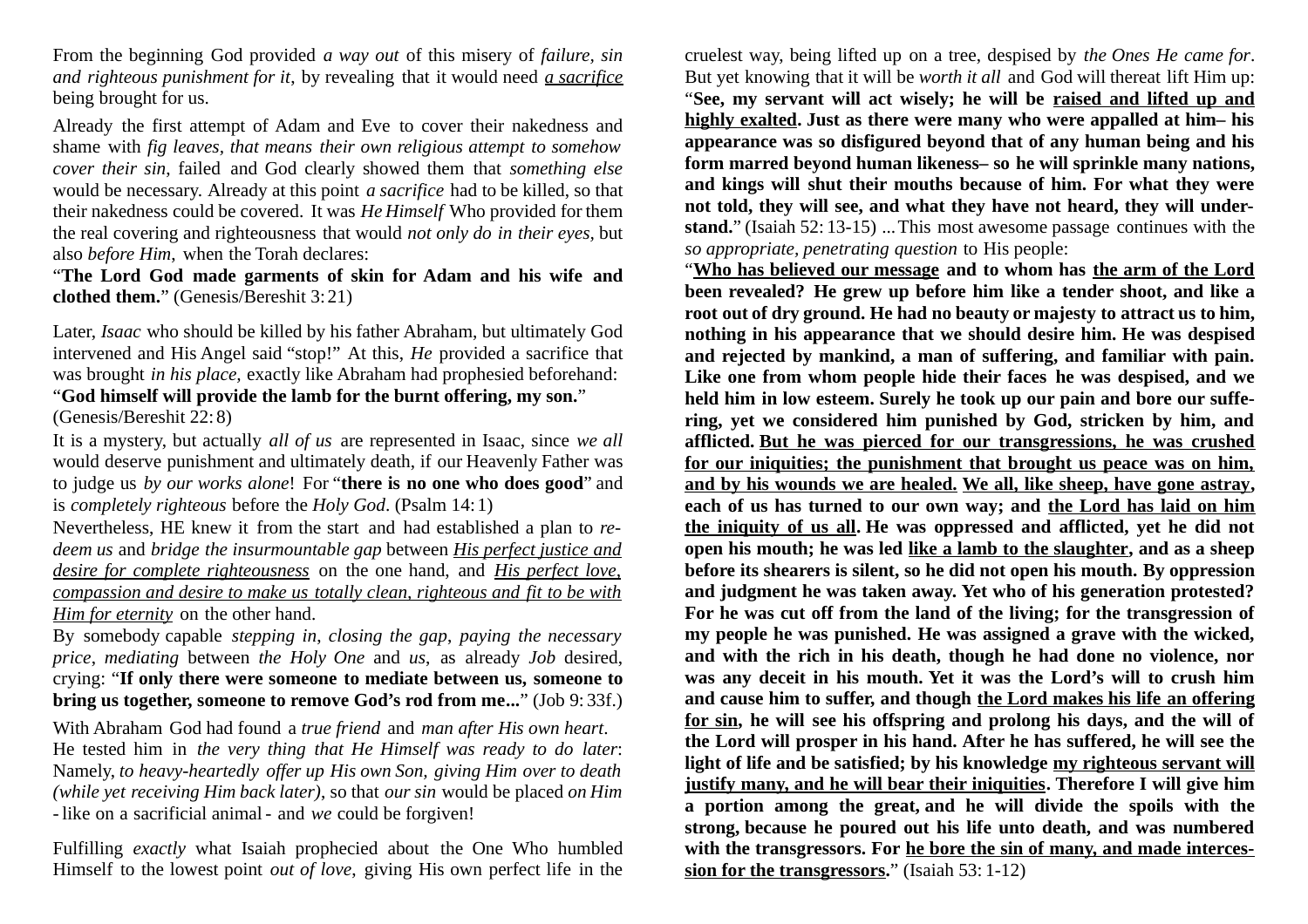From the beginning God provided *a way out* of this misery of *failure, sin and righteous punishment for it*, by revealing that it would need *<u>a sacrifice</u>* being brought for us.

Already the first attempt of Adam and Eve to cover their nakedness and shame with *fig leaves, that means their own religious attempt to somehow cover their sin*, failed and God clearly showed them that *something else* would be necessary. Already at this point *a sacrifice* had to be killed, so that their nakedness could be covered. It was *He Himself* Who provided for them the real covering and righteousness that would *not only do in their eyes*, but also *before Him*, when the Torah declares:

"**The Lord God made garments of skin for Adam and his wife and clothed them.**" (Genesis/Bereshit 3: 21)

Later, *Isaac* who should be killed by his father Abraham, but ultimately God intervened and His Angel said "stop!" At this, *He* provided a sacrifice that was brought *in his place,* exactly like Abraham had prophesied beforehand:

"**God himself will provide the lamb for the burnt offering, my son.**" (Genesis/Bereshit 22: 8)

It is a mystery, but actually *all of us* are represented in Isaac, since *we all* would deserve punishment and ultimately death, if our Heavenly Father was to judge us *by our works alone*! For "**there is no one who does good**" and is *completely righteous* before the *Holy God*. (Psalm 14: 1)

Nevertheless, HE knew it from the start and had established a plan to *redeem us* and *bridge the insurmountable gap* between *<u>His perfect justice and desire for complete righteousness</u>* on the one hand, and *<u>His perfect love, compassion and desire to make us totally clean, righteous and fit to be with Him for eternity</u>* on the other hand.

By somebody capable *stepping in, closing the gap, paying the necessary price, mediating* between *the Holy One* and *us,* as already *Job* desired, crying: "**If only there were someone to mediate between us, someone to bring us together, someone to remove God's rod from me...**" (Job 9: 33f.)

With Abraham God had found a *true friend* and *man after His own heart*.
He tested him in *the very thing that He Himself was ready to do later*: Namely, *to heavy-heartedly offer up His own Son, giving Him over to death (while yet receiving Him back later)*, so that *our sin* would be placed *on Him* - like on a sacrificial animal - and *we* could be forgiven!

Fulfilling *exactly* what Isaiah prophecied about the One Who humbled Himself to the lowest point *out of love*, giving His own perfect life in the cruelest way, being lifted up on a tree, despised by *the Ones He came for*. But yet knowing that it will be *worth it all* and God will thereat lift Him up:
"**See, my servant will act wisely; he will be <u>raised and lifted up and highly exalted</u>. Just as there were many who were appalled at him– his appearance was so disfigured beyond that of any human being and his form marred beyond human likeness– so he will sprinkle many nations, and kings will shut their mouths because of him. For what they were not told, they will see, and what they have not heard, they will understand.**" (Isaiah 52: 13-15) ... This most awesome passage continues with the *so appropriate, penetrating question* to His people:

"**<u>Who has believed our message</u> and to whom has <u>the arm of the Lord</u> been revealed? He grew up before him like a tender shoot, and like a root out of dry ground. He had no beauty or majesty to attract us to him, nothing in his appearance that we should desire him. He was despised and rejected by mankind, a man of suffering, and familiar with pain. Like one from whom people hide their faces he was despised, and we held him in low esteem. Surely he took up our pain and bore our suffering, yet we considered him punished by God, stricken by him, and afflicted. <u>But he was pierced for our transgressions, he was crushed for our iniquities; the punishment that brought us peace was on him, and by his wounds we are healed.</u> <u>We all, like sheep, have gone astray</u>, each of us has turned to our own way; and <u>the Lord has laid on him the iniquity of us all</u>. He was oppressed and afflicted, yet he did not open his mouth; he was led <u>like a lamb to the slaughter</u>, and as a sheep before its shearers is silent, so he did not open his mouth. By oppression and judgment he was taken away. Yet who of his generation protested? For he was cut off from the land of the living; for the transgression of my people he was punished. He was assigned a grave with the wicked, and with the rich in his death, though he had done no violence, nor was any deceit in his mouth. Yet it was the Lord's will to crush him and cause him to suffer, and though <u>the Lord makes his life an offering for sin</u>, he will see his offspring and prolong his days, and the will of the Lord will prosper in his hand. After he has suffered, he will see the light of life and be satisfied; by his knowledge <u>my righteous servant will justify many, and he will bear their iniquities</u>. Therefore I will give him a portion among the great, and he will divide the spoils with the strong, because he poured out his life unto death, and was numbered with the transgressors. For <u>he bore the sin of many, and made intercession for the transgressors</u>.**" (Isaiah 53: 1-12)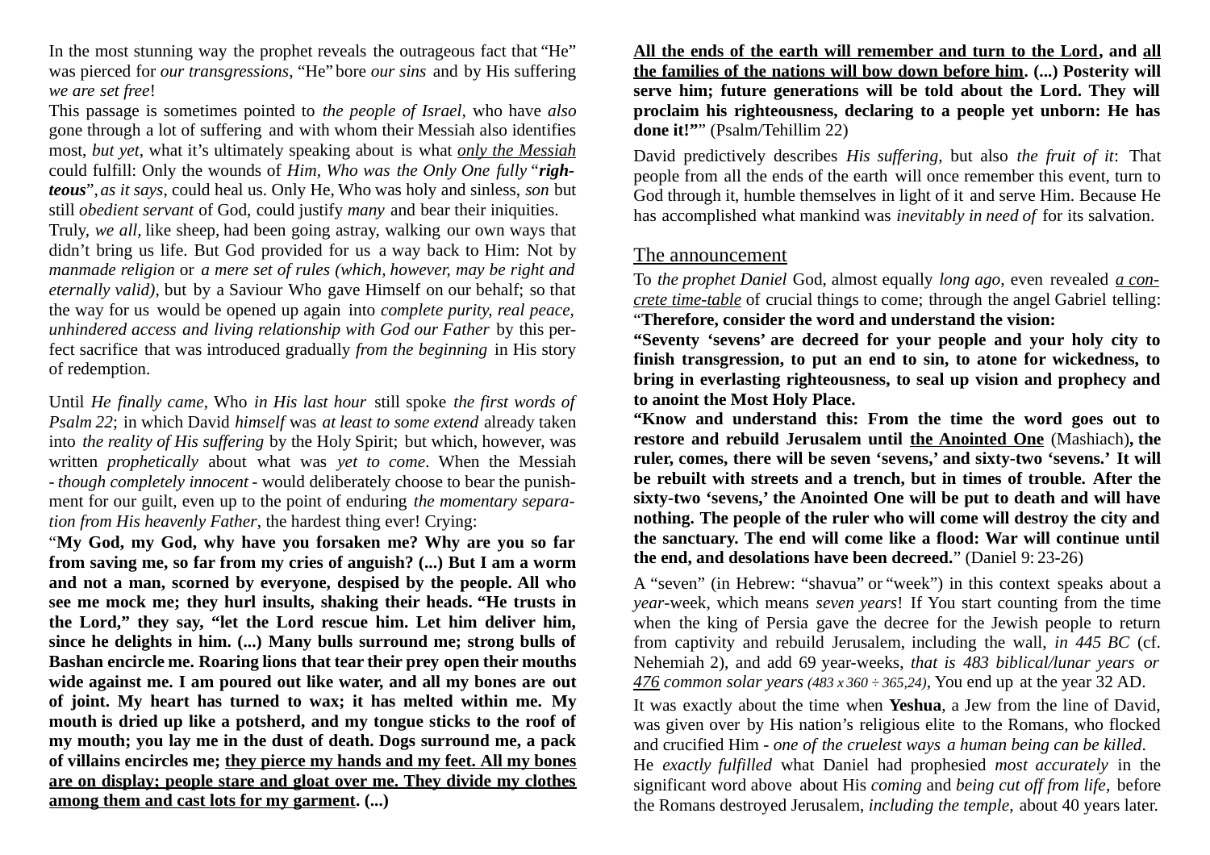In the most stunning way the prophet reveals the outrageous fact that "He" was pierced for *our transgressions*, "He" bore *our sins* and by His suffering *we are set free*!

This passage is sometimes pointed to *the people of Israel*, who have *also* gone through a lot of suffering and with whom their Messiah also identifies most, *but yet*, what it's ultimately speaking about is what <u>*only the Messiah*</u> could fulfill: Only the wounds of *Him, Who was the Only One fully* "***righteous***", *as it says*, could heal us. Only He, Who was holy and sinless, *son* but still *obedient servant* of God, could justify *many* and bear their iniquities.

Truly, *we all*, like sheep, had been going astray, walking our own ways that didn't bring us life. But God provided for us a way back to Him: Not by *manmade religion* or *a mere set of rules (which, however, may be right and eternally valid)*, but by a Saviour Who gave Himself on our behalf; so that the way for us would be opened up again into *complete purity, real peace, unhindered access and living relationship with God our Father* by this perfect sacrifice that was introduced gradually *from the beginning* in His story of redemption.

Until *He finally came*, Who *in His last hour* still spoke *the first words of Psalm 22*; in which David *himself* was *at least to some extend* already taken into *the reality of His suffering* by the Holy Spirit; but which, however, was written *prophetically* about what was *yet to come*. When the Messiah - *though completely innocent* - would deliberately choose to bear the punishment for our guilt, even up to the point of enduring *the momentary separation from His heavenly Father*, the hardest thing ever! Crying:

"**My God, my God, why have you forsaken me? Why are you so far from saving me, so far from my cries of anguish? (...) But I am a worm and not a man, scorned by everyone, despised by the people. All who see me mock me; they hurl insults, shaking their heads. "He trusts in the Lord," they say, "let the Lord rescue him. Let him deliver him, since he delights in him. (...) Many bulls surround me; strong bulls of Bashan encircle me. Roaring lions that tear their prey open their mouths wide against me. I am poured out like water, and all my bones are out of joint. My heart has turned to wax; it has melted within me. My mouth is dried up like a potsherd, and my tongue sticks to the roof of my mouth; you lay me in the dust of death. Dogs surround me, a pack of villains encircles me; <u>they pierce my hands and my feet. All my bones are on display; people stare and gloat over me. They divide my clothes among them and cast lots for my garment</u>. (...) <u>All the ends of the earth will remember and turn to the Lord</u>, and <u>all the families of the nations will bow down before him</u>. (...) Posterity will serve him; future generations will be told about the Lord. They will proclaim his righteousness, declaring to a people yet unborn: He has done it!"**" (Psalm/Tehillim 22)

David predictively describes *His suffering*, but also *the fruit of it*: That people from all the ends of the earth will once remember this event, turn to God through it, humble themselves in light of it and serve Him. Because He has accomplished what mankind was *inevitably in need of* for its salvation.

## <u>The announcement</u>

To *the prophet Daniel* God, almost equally *long ago*, even revealed <u>*a concrete time-table*</u> of crucial things to come; through the angel Gabriel telling:
"**Therefore, consider the word and understand the vision:**

**"Seventy 'sevens' are decreed for your people and your holy city to finish transgression, to put an end to sin, to atone for wickedness, to bring in everlasting righteousness, to seal up vision and prophecy and to anoint the Most Holy Place.**

**"Know and understand this: From the time the word goes out to restore and rebuild Jerusalem until <u>the Anointed One</u>** (Mashiach)**, the ruler, comes, there will be seven 'sevens,' and sixty-two 'sevens.' It will be rebuilt with streets and a trench, but in times of trouble. After the sixty-two 'sevens,' the Anointed One will be put to death and will have nothing. The people of the ruler who will come will destroy the city and the sanctuary. The end will come like a flood: War will continue until the end, and desolations have been decreed.**" (Daniel 9: 23-26)

A "seven" (in Hebrew: "shavua" or "week") in this context speaks about a *year*-week, which means *seven years*! If You start counting from the time when the king of Persia gave the decree for the Jewish people to return from captivity and rebuild Jerusalem, including the wall, *in 445 BC* (cf. Nehemiah 2), and add 69 year-weeks, *that is 483 biblical/lunar years or <u>476</u> common solar years (483 x 360 ÷ 365,24)*, You end up at the year 32 AD.

It was exactly about the time when **Yeshua**, a Jew from the line of David, was given over by His nation's religious elite to the Romans, who flocked and crucified Him - *one of the cruelest ways a human being can be killed*.

He *exactly fulfilled* what Daniel had prophesied *most accurately* in the significant word above about His *coming* and *being cut off from life*, before the Romans destroyed Jerusalem, *including the temple*, about 40 years later.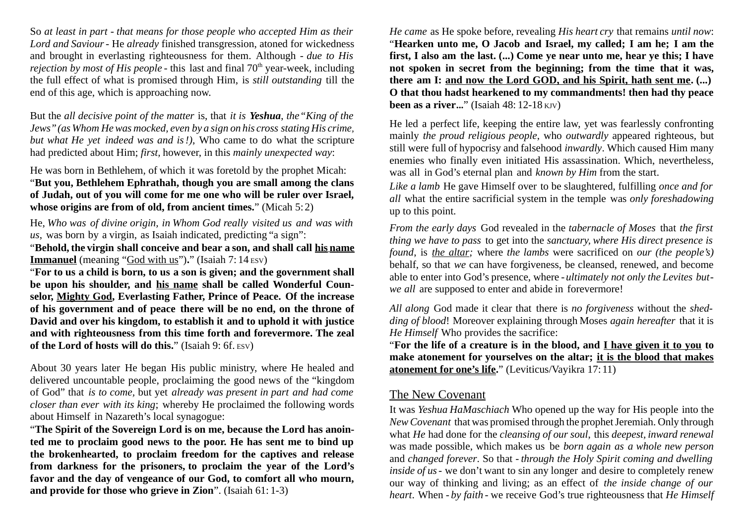So *at least in part - that means for those people who accepted Him as their Lord and Saviour* - He *already* finished transgression, atoned for wickedness and brought in everlasting righteousness for them. Although - *due to His rejection by most of His people* - this last and final 70[th] year-week, including the full effect of what is promised through Him, is *still outstanding* till the end of this age, which is approaching now.

But the *all decisive point of the matter* is, that *it is **Yeshua**, the "King of the Jews" (as Whom He was mocked, even by a sign on his cross stating His crime, but what He yet indeed was and is!),* Who came to do what the scripture had predicted about Him; *first*, however, in this *mainly unexpected way*:

He was born in Bethlehem, of which it was foretold by the prophet Micah:
"**But you, Bethlehem Ephrathah, though you are small among the clans of Judah, out of you will come for me one who will be ruler over Israel, whose origins are from of old, from ancient times.**" (Micah 5: 2)

He, *Who was of divine origin, in Whom God really visited us and was with us*, was born by a virgin, as Isaiah indicated, predicting "a sign":
"**Behold, the virgin shall conceive and bear a son, and shall call <u>his name</u> <u>Immanuel</u>** (meaning "<u>God with us</u>")**.**" (Isaiah 7: 14 ESV)
"**For to us a child is born, to us a son is given; and the government shall be upon his shoulder, and <u>his name</u> shall be called Wonderful Counselor, <u>Mighty God</u>, Everlasting Father, Prince of Peace. Of the increase of his government and of peace there will be no end, on the throne of David and over his kingdom, to establish it and to uphold it with justice and with righteousness from this time forth and forevermore. The zeal of the Lord of hosts will do this.**" (Isaiah 9: 6f. ESV)

About 30 years later He began His public ministry, where He healed and delivered uncountable people, proclaiming the good news of the "kingdom of God" that *is to come*, but yet *already was present in part and had come closer than ever with its king*; whereby He proclaimed the following words about Himself in Nazareth's local synagogue:
"**The Spirit of the Sovereign Lord is on me, because the Lord has anointed me to proclaim good news to the poor. He has sent me to bind up the brokenhearted, to proclaim freedom for the captives and release from darkness for the prisoners, to proclaim the year of the Lord's favor and the day of vengeance of our God, to comfort all who mourn, and provide for those who grieve in Zion**". (Isaiah 61: 1-3)

*He came* as He spoke before, revealing *His heart cry* that remains *until now*:
"**Hearken unto me, O Jacob and Israel, my called; I am he; I am the first, I also am the last. (...) Come ye near unto me, hear ye this; I have not spoken in secret from the beginning; from the time that it was, there am I: <u>and now the Lord GOD, and his Spirit, hath sent me</u>. (...) O that thou hadst hearkened to my commandments! then had thy peace been as a river...**" (Isaiah 48: 12-18 KJV)

He led a perfect life, keeping the entire law, yet was fearlessly confronting mainly *the proud religious people*, who *outwardly* appeared righteous, but still were full of hypocrisy and falsehood *inwardly*. Which caused Him many enemies who finally even initiated His assassination. Which, nevertheless, was all in God's eternal plan and *known by Him* from the start.

*Like a lamb* He gave Himself over to be slaughtered, fulfilling *once and for all* what the entire sacrificial system in the temple was *only foreshadowing* up to this point.

*From the early days* God revealed in the *tabernacle of Moses* that *the first thing we have to pass* to get into the *sanctuary, where His direct presence is found*, is *<u>the altar</u>;* where *the lambs* were sacrificed on *our (the people's)* behalf, so that *we* can have forgiveness, be cleansed, renewed, and become able to enter into God's presence, where - *ultimately not only the Levites but - we all* are supposed to enter and abide in forevermore!

*All along* God made it clear that there is *no forgiveness* without the *shedding of blood*! Moreover explaining through Moses *again hereafter* that it is *He Himself* Who provides the sacrifice:
"**For the life of a creature is in the blood, and <u>I have given it to you</u> to make atonement for yourselves on the altar; <u>it is the blood that makes atonement for one's life</u>.**" (Leviticus/Vayikra 17: 11)

## <u>The New Covenant</u>

It was *Yeshua HaMaschiach* Who opened up the way for His people into the *New Covenant* that was promised through the prophet Jeremiah. Only through what *He* had done for the *cleansing of our soul*, this *deepest, inward renewal* was made possible, which makes us be *born again as a whole new person* and *changed forever*. So that - *through the Holy Spirit coming and dwelling inside of us* - we don't want to sin any longer and desire to completely renew our way of thinking and living; as an effect of *the inside change of our heart*. When - *by faith* - we receive God's true righteousness that *He Himself*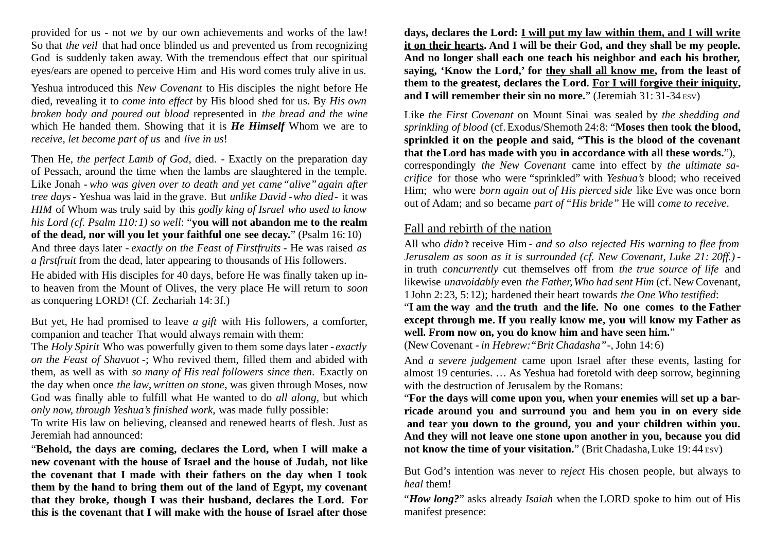provided for us - not *we* by our own achievements and works of the law! So that *the veil* that had once blinded us and prevented us from recognizing God is suddenly taken away. With the tremendous effect that our spiritual eyes/ears are opened to perceive Him and His word comes truly alive in us.

Yeshua introduced this *New Covenant* to His disciples the night before He died, revealing it to *come into effect* by His blood shed for us. By *His own broken body and poured out blood* represented in *the bread and the wine* which He handed them. Showing that it is ***He Himself*** Whom we are to *receive*, *let become part of us* and *live in us*!

Then He, *the perfect Lamb of God*, died. - Exactly on the preparation day of Pessach, around the time when the lambs are slaughtered in the temple. Like Jonah - *who was given over to death and yet came "alive" again after tree days* - Yeshua was laid in the grave. But *unlike David - who died* - it was *HIM* of Whom was truly said by this *godly king of Israel who used to know his Lord (cf. Psalm 110: 1) so well*: "**you will not abandon me to the realm of the dead, nor will you let your faithful one see decay.**" (Psalm 16: 10)
And three days later - *exactly on the Feast of Firstfruits* - He was raised *as a firstfruit* from the dead, later appearing to thousands of His followers.
He abided with His disciples for 40 days, before He was finally taken up into heaven from the Mount of Olives, the very place He will return to *soon* as conquering LORD! (Cf. Zechariah 14: 3f.)

But yet, He had promised to leave *a gift* with His followers, a comforter, companion and teacher That would always remain with them:
The *Holy Spirit* Who was powerfully given to them some days later - *exactly on the Feast of Shavuot* -; Who revived them, filled them and abided with them, as well as with *so many of His real followers since then*. Exactly on the day when once *the law, written on stone*, was given through Moses, now God was finally able to fulfill what He wanted to do *all along*, but which *only now, through Yeshua's finished work*, was made fully possible:
To write His law on believing, cleansed and renewed hearts of flesh. Just as Jeremiah had announced:
"**Behold, the days are coming, declares the Lord, when I will make a new covenant with the house of Israel and the house of Judah, not like the covenant that I made with their fathers on the day when I took them by the hand to bring them out of the land of Egypt, my covenant that they broke, though I was their husband, declares the Lord. For this is the covenant that I will make with the house of Israel after those days, declares the Lord: <u>I will put my law within them, and I will write it on their hearts</u>. And I will be their God, and they shall be my people. And no longer shall each one teach his neighbor and each his brother, saying, 'Know the Lord,' for <u>they shall all know me</u>, from the least of them to the greatest, declares the Lord. <u>For I will forgive their iniquity</u>, and I will remember their sin no more.**" (Jeremiah 31: 31-34 ESV)

Like *the First Covenant* on Mount Sinai was sealed by *the shedding and sprinkling of blood* (cf. Exodus/Shemoth 24: 8: "**Moses then took the blood, sprinkled it on the people and said, "This is the blood of the covenant that the Lord has made with you in accordance with all these words.**"), correspondingly *the New Covenant* came into effect by *the ultimate sacrifice* for those who were "sprinkled" with *Yeshua's* blood; who received Him; who were *born again out of His pierced side* like Eve was once born out of Adam; and so became *part of "His bride"* He will *come to receive*.

## Fall and rebirth of the nation

All who *didn't* receive Him - *and so also rejected His warning to flee from Jerusalem as soon as it is surrounded (cf. New Covenant, Luke 21: 20ff.)* - in truth *concurrently* cut themselves off from *the true source of life* and likewise *unavoidably* even *the Father, Who had sent Him* (cf. New Covenant, 1 John 2: 23, 5: 12); hardened their heart towards *the One Who testified*:
"**I am the way and the truth and the life. No one comes to the Father except through me. If you really know me, you will know my Father as well. From now on, you do know him and have seen him.**"
(New Covenant - *in Hebrew: "Brit Chadasha"* -, John 14: 6)

And *a severe judgement* came upon Israel after these events, lasting for almost 19 centuries. … As Yeshua had foretold with deep sorrow, beginning with the destruction of Jerusalem by the Romans:
"**For the days will come upon you, when your enemies will set up a barricade around you and surround you and hem you in on every side and tear you down to the ground, you and your children within you. And they will not leave one stone upon another in you, because you did not know the time of your visitation.**" (Brit Chadasha, Luke 19: 44 ESV)

But God's intention was never to *reject* His chosen people, but always to *heal* them!

"***How long?***" asks already *Isaiah* when the LORD spoke to him out of His manifest presence: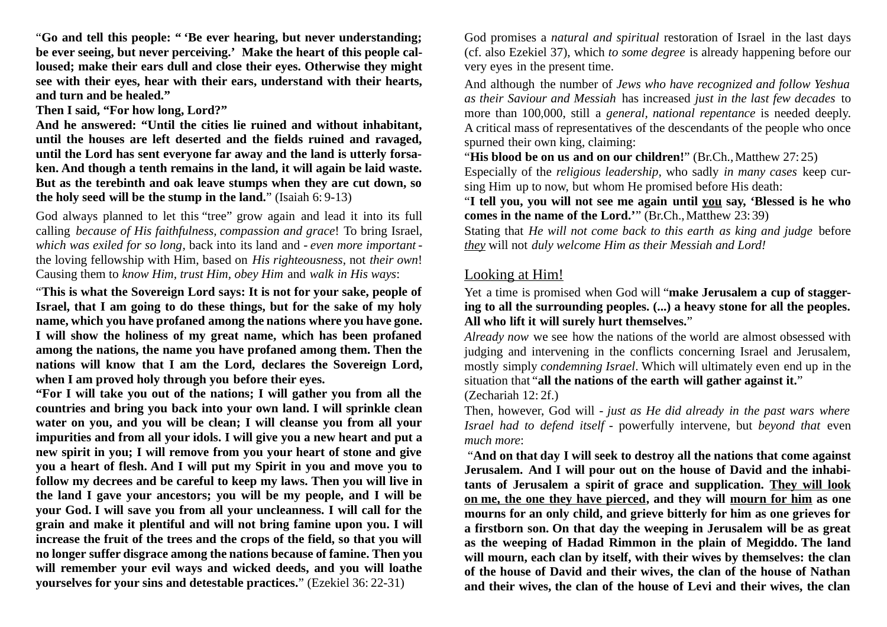"**Go and tell this people: " 'Be ever hearing, but never understanding; be ever seeing, but never perceiving.' Make the heart of this people calloused; make their ears dull and close their eyes. Otherwise they might see with their eyes, hear with their ears, understand with their hearts, and turn and be healed."**

**Then I said, "For how long, Lord?"**

**And he answered: "Until the cities lie ruined and without inhabitant, until the houses are left deserted and the fields ruined and ravaged, until the Lord has sent everyone far away and the land is utterly forsaken. And though a tenth remains in the land, it will again be laid waste. But as the terebinth and oak leave stumps when they are cut down, so the holy seed will be the stump in the land.**" (Isaiah 6: 9-13)

God always planned to let this "tree" grow again and lead it into its full calling *because of His faithfulness, compassion and grace*! To bring Israel, *which was exiled for so long*, back into its land and - *even more important* - the loving fellowship with Him, based on *His righteousness*, not *their own*! Causing them to *know Him*, *trust Him*, *obey Him* and *walk in His ways*:

"**This is what the Sovereign Lord says: It is not for your sake, people of Israel, that I am going to do these things, but for the sake of my holy name, which you have profaned among the nations where you have gone. I will show the holiness of my great name, which has been profaned among the nations, the name you have profaned among them. Then the nations will know that I am the Lord, declares the Sovereign Lord, when I am proved holy through you before their eyes.**

**"For I will take you out of the nations; I will gather you from all the countries and bring you back into your own land. I will sprinkle clean water on you, and you will be clean; I will cleanse you from all your impurities and from all your idols. I will give you a new heart and put a new spirit in you; I will remove from you your heart of stone and give you a heart of flesh. And I will put my Spirit in you and move you to follow my decrees and be careful to keep my laws. Then you will live in the land I gave your ancestors; you will be my people, and I will be your God. I will save you from all your uncleanness. I will call for the grain and make it plentiful and will not bring famine upon you. I will increase the fruit of the trees and the crops of the field, so that you will no longer suffer disgrace among the nations because of famine. Then you will remember your evil ways and wicked deeds, and you will loathe yourselves for your sins and detestable practices.**" (Ezekiel 36: 22-31)

God promises a *natural and spiritual* restoration of Israel in the last days (cf. also Ezekiel 37), which *to some degree* is already happening before our very eyes in the present time.

And although the number of *Jews who have recognized and follow Yeshua as their Saviour and Messiah* has increased *just in the last few decades* to more than 100,000, still a *general, national repentance* is needed deeply. A critical mass of representatives of the descendants of the people who once spurned their own king, claiming:

"**His blood be on us and on our children!**" (Br.Ch., Matthew 27: 25)

Especially of the *religious leadership*, who sadly *in many cases* keep cursing Him up to now, but whom He promised before His death:

"**I tell you, you will not see me again until <u>you</u> say, 'Blessed is he who comes in the name of the Lord.'**" (Br.Ch., Matthew 23: 39)

Stating that *He will not come back to this earth as king and judge* before *<u>they</u>* will not *duly welcome Him as their Messiah and Lord!*

## <u>Looking at Him!</u>

Yet a time is promised when God will "**make Jerusalem a cup of staggering to all the surrounding peoples. (...) a heavy stone for all the peoples. All who lift it will surely hurt themselves.**"

*Already now* we see how the nations of the world are almost obsessed with judging and intervening in the conflicts concerning Israel and Jerusalem, mostly simply *condemning Israel*. Which will ultimately even end up in the situation that "**all the nations of the earth will gather against it.**" (Zechariah 12: 2f.)

Then, however, God will - *just as He did already in the past wars where Israel had to defend itself* - powerfully intervene, but *beyond that* even *much more*:

"**And on that day I will seek to destroy all the nations that come against Jerusalem. And I will pour out on the house of David and the inhabitants of Jerusalem a spirit of grace and supplication. <u>They will look on me, the one they have pierced</u>, and they will <u>mourn for him</u> as one mourns for an only child, and grieve bitterly for him as one grieves for a firstborn son. On that day the weeping in Jerusalem will be as great as the weeping of Hadad Rimmon in the plain of Megiddo. The land will mourn, each clan by itself, with their wives by themselves: the clan of the house of David and their wives, the clan of the house of Nathan and their wives, the clan of the house of Levi and their wives, the clan**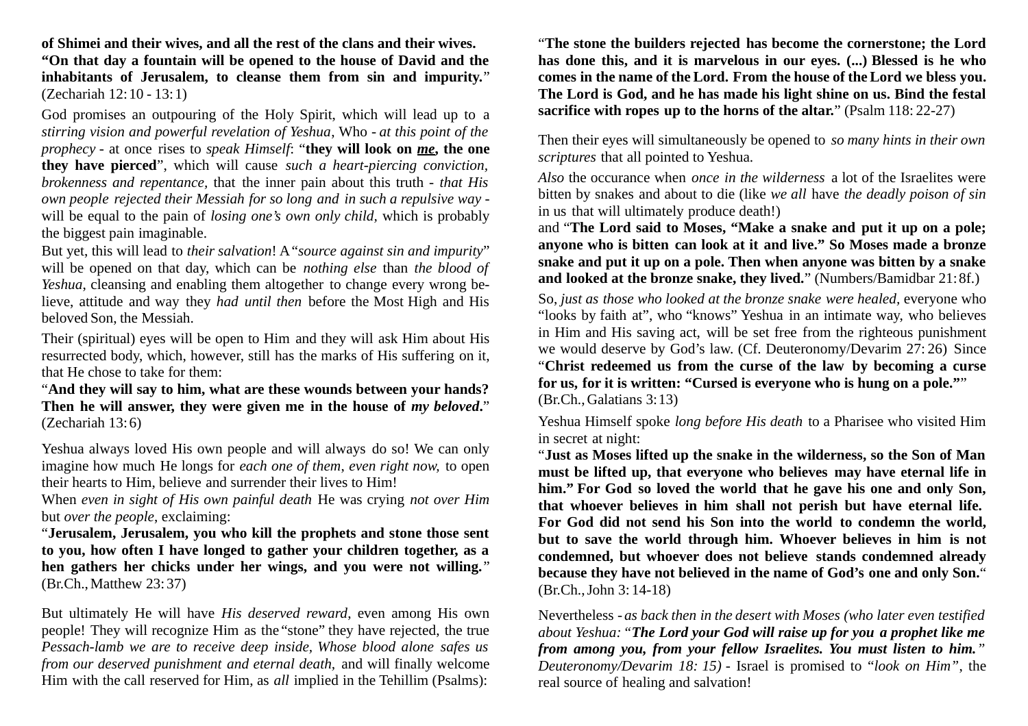**of Shimei and their wives, and all the rest of the clans and their wives. "On that day a fountain will be opened to the house of David and the inhabitants of Jerusalem, to cleanse them from sin and impurity.**" (Zechariah 12: 10 - 13: 1)

God promises an outpouring of the Holy Spirit, which will lead up to a *stirring vision and powerful revelation of Yeshua*, Who - *at this point of the prophecy* - at once rises to *speak Himself*: "**they will look on *me*, the one they have pierced**", which will cause *such a heart-piercing conviction, brokenness and repentance,* that the inner pain about this truth - *that His own people rejected their Messiah for so long and in such a repulsive way* - will be equal to the pain of *losing one's own only child,* which is probably the biggest pain imaginable.

But yet, this will lead to *their salvation*! A *"source against sin and impurity*" will be opened on that day, which can be *nothing else* than *the blood of Yeshua*, cleansing and enabling them altogether to change every wrong be-lieve, attitude and way they *had until then* before the Most High and His beloved Son, the Messiah.

Their (spiritual) eyes will be open to Him and they will ask Him about His resurrected body, which, however, still has the marks of His suffering on it, that He chose to take for them:

"**And they will say to him, what are these wounds between your hands? Then he will answer, they were given me in the house of *my beloved*.**" (Zechariah 13: 6)

Yeshua always loved His own people and will always do so! We can only imagine how much He longs for *each one of them, even right now,* to open their hearts to Him, believe and surrender their lives to Him!

When *even in sight of His own painful death* He was crying *not over Him* but *over the people*, exclaiming:

"**Jerusalem, Jerusalem, you who kill the prophets and stone those sent to you, how often I have longed to gather your children together, as a hen gathers her chicks under her wings, and you were not willing.**" (Br.Ch., Matthew 23: 37)

But ultimately He will have *His deserved reward*, even among His own people! They will recognize Him as the "stone" they have rejected, the true *Pessach-lamb we are to receive deep inside, Whose blood alone safes us from our deserved punishment and eternal death*, and will finally welcome Him with the call reserved for Him, as *all* implied in the Tehillim (Psalms):

"**The stone the builders rejected has become the cornerstone; the Lord has done this, and it is marvelous in our eyes. (...) Blessed is he who comes in the name of the Lord. From the house of the Lord we bless you. The Lord is God, and he has made his light shine on us. Bind the festal sacrifice with ropes up to the horns of the altar.**" (Psalm 118: 22-27)

Then their eyes will simultaneously be opened to *so many hints in their own scriptures* that all pointed to Yeshua.

*Also* the occurance when *once in the wilderness* a lot of the Israelites were bitten by snakes and about to die (like *we all* have *the deadly poison of sin* in us that will ultimately produce death!)

and "**The Lord said to Moses, "Make a snake and put it up on a pole; anyone who is bitten can look at it and live." So Moses made a bronze snake and put it up on a pole. Then when anyone was bitten by a snake and looked at the bronze snake, they lived.**" (Numbers/Bamidbar 21: 8f.)

So, *just as those who looked at the bronze snake were healed,* everyone who "looks by faith at", who "knows" Yeshua in an intimate way, who believes in Him and His saving act, will be set free from the righteous punishment we would deserve by God's law. (Cf. Deuteronomy/Devarim 27: 26) Since "**Christ redeemed us from the curse of the law by becoming a curse for us, for it is written: "Cursed is everyone who is hung on a pole."**" (Br.Ch., Galatians 3: 13)

Yeshua Himself spoke *long before His death* to a Pharisee who visited Him in secret at night:

"**Just as Moses lifted up the snake in the wilderness, so the Son of Man must be lifted up, that everyone who believes may have eternal life in him." For God so loved the world that he gave his one and only Son, that whoever believes in him shall not perish but have eternal life. For God did not send his Son into the world to condemn the world, but to save the world through him. Whoever believes in him is not condemned, but whoever does not believe stands condemned already because they have not believed in the name of God's one and only Son.**" (Br.Ch., John 3: 14-18)

Nevertheless - *as back then in the desert with Moses (who later even testified about Yeshua: "**The Lord your God will raise up for you a prophet like me from among you, from your fellow Israelites. You must listen to him.**" Deuteronomy/Devarim 18: 15)* - Israel is promised to "*look on Him*", the real source of healing and salvation!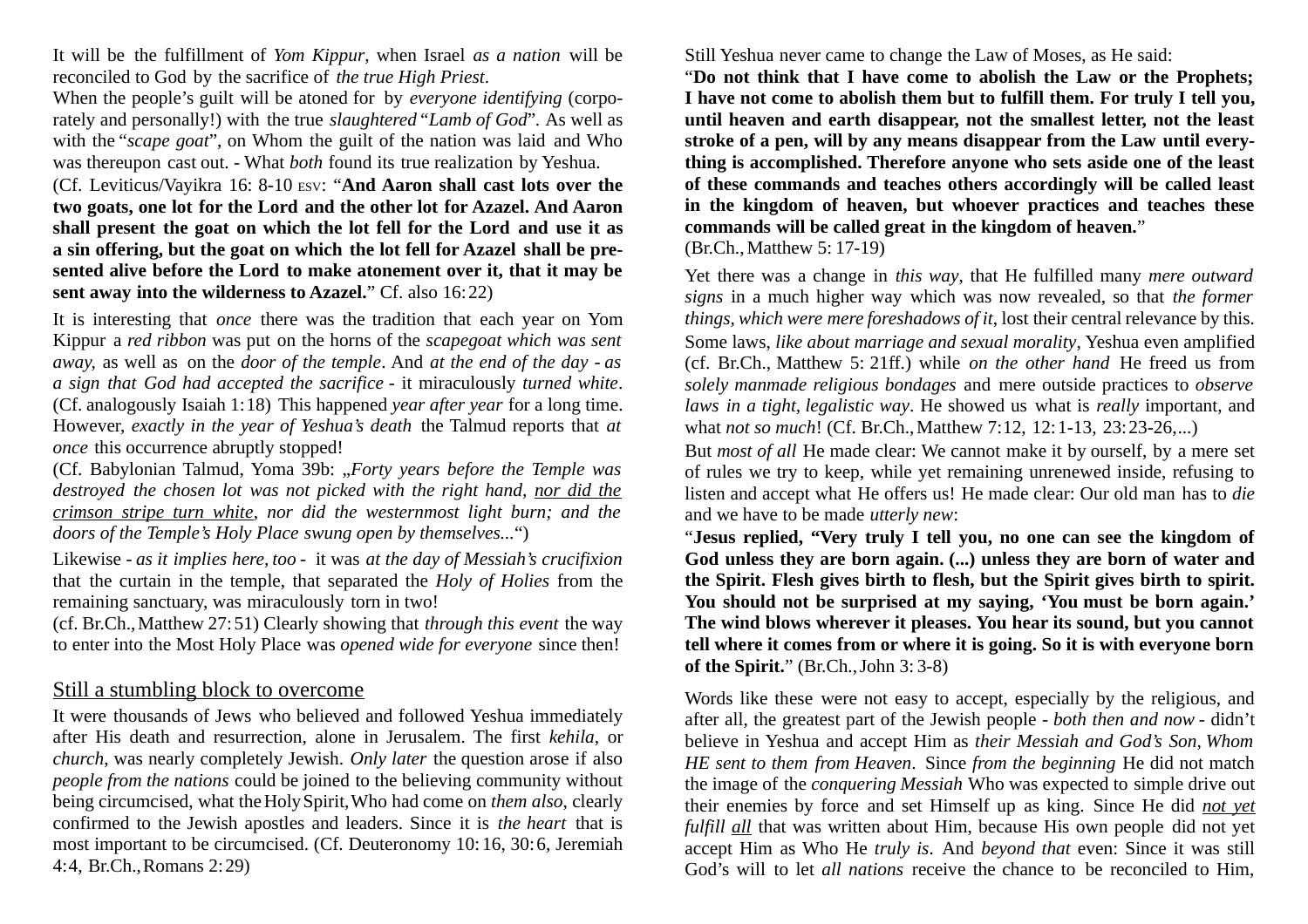It will be the fulfillment of *Yom Kippur*, when Israel *as a nation* will be reconciled to God by the sacrifice of *the true High Priest*.

When the people's guilt will be atoned for by *everyone identifying* (corporately and personally!) with the true *slaughtered* "*Lamb of God*". As well as with the "*scape goat*", on Whom the guilt of the nation was laid and Who was thereupon cast out. - What *both* found its true realization by Yeshua.

(Cf. Leviticus/Vayikra 16: 8-10 ESV: "**And Aaron shall cast lots over the two goats, one lot for the Lord and the other lot for Azazel. And Aaron shall present the goat on which the lot fell for the Lord and use it as a sin offering, but the goat on which the lot fell for Azazel shall be presented alive before the Lord to make atonement over it, that it may be sent away into the wilderness to Azazel.**" Cf. also 16:22)

It is interesting that *once* there was the tradition that each year on Yom Kippur a *red ribbon* was put on the horns of the *scapegoat which was sent away*, as well as on the *door of the temple*. And *at the end of the day - as a sign that God had accepted the sacrifice* - it miraculously *turned white*. (Cf. analogously Isaiah 1:18) This happened *year after year* for a long time. However, *exactly in the year of Yeshua's death* the Talmud reports that *at once* this occurrence abruptly stopped!

(Cf. Babylonian Talmud, Yoma 39b: „*Forty years before the Temple was destroyed the chosen lot was not picked with the right hand, <u>nor did the crimson stripe turn white</u>, nor did the westernmost light burn; and the doors of the Temple's Holy Place swung open by themselves...*")

Likewise - *as it implies here, too* - it was *at the day of Messiah's crucifixion* that the curtain in the temple, that separated the *Holy of Holies* from the remaining sanctuary, was miraculously torn in two!

(cf. Br.Ch., Matthew 27:51) Clearly showing that *through this event* the way to enter into the Most Holy Place was *opened wide for everyone* since then!

## <u>Still a stumbling block to overcome</u>

It were thousands of Jews who believed and followed Yeshua immediately after His death and resurrection, alone in Jerusalem. The first *kehila*, or *church*, was nearly completely Jewish. *Only later* the question arose if also *people from the nations* could be joined to the believing community without being circumcised, what the Holy Spirit, Who had come on *them also*, clearly confirmed to the Jewish apostles and leaders. Since it is *the heart* that is most important to be circumcised. (Cf. Deuteronomy 10:16, 30:6, Jeremiah 4:4, Br.Ch., Romans 2:29)

Still Yeshua never came to change the Law of Moses, as He said:

"**Do not think that I have come to abolish the Law or the Prophets; I have not come to abolish them but to fulfill them. For truly I tell you, until heaven and earth disappear, not the smallest letter, not the least stroke of a pen, will by any means disappear from the Law until everything is accomplished. Therefore anyone who sets aside one of the least of these commands and teaches others accordingly will be called least in the kingdom of heaven, but whoever practices and teaches these commands will be called great in the kingdom of heaven.**"
(Br.Ch., Matthew 5:17-19)

Yet there was a change in *this way*, that He fulfilled many *mere outward signs* in a much higher way which was now revealed, so that *the former things, which were mere foreshadows of it*, lost their central relevance by this. Some laws, *like about marriage and sexual morality*, Yeshua even amplified (cf. Br.Ch., Matthew 5: 21ff.) while *on the other hand* He freed us from *solely manmade religious bondages* and mere outside practices to *observe laws in a tight, legalistic way*. He showed us what is *really* important, and what *not so much*! (Cf. Br.Ch., Matthew 7:12, 12:1-13, 23:23-26,...)

But *most of all* He made clear: We cannot make it by ourself, by a mere set of rules we try to keep, while yet remaining unrenewed inside, refusing to listen and accept what He offers us! He made clear: Our old man has to *die* and we have to be made *utterly new*:

"**Jesus replied, "Very truly I tell you, no one can see the kingdom of God unless they are born again. (...) unless they are born of water and the Spirit. Flesh gives birth to flesh, but the Spirit gives birth to spirit. You should not be surprised at my saying, 'You must be born again.' The wind blows wherever it pleases. You hear its sound, but you cannot tell where it comes from or where it is going. So it is with everyone born of the Spirit.**" (Br.Ch., John 3:3-8)

Words like these were not easy to accept, especially by the religious, and after all, the greatest part of the Jewish people - *both then and now* - didn't believe in Yeshua and accept Him as *their Messiah and God's Son, Whom HE sent to them from Heaven*. Since *from the beginning* He did not match the image of the *conquering Messiah* Who was expected to simple drive out their enemies by force and set Himself up as king. Since He did <u>*not yet fulfill*</u> <u>*all*</u> that was written about Him, because His own people did not yet accept Him as Who He *truly is*. And *beyond that* even: Since it was still God's will to let *all nations* receive the chance to be reconciled to Him,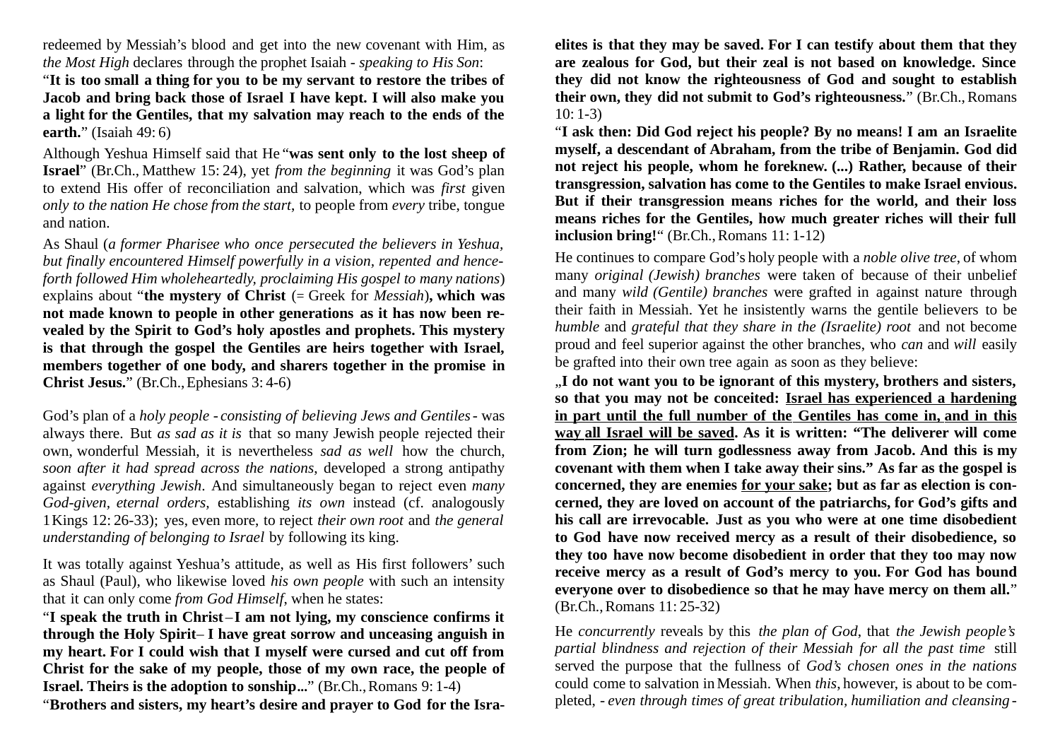redeemed by Messiah's blood and get into the new covenant with Him, as *the Most High* declares through the prophet Isaiah - *speaking to His Son*:

"**It is too small a thing for you to be my servant to restore the tribes of Jacob and bring back those of Israel I have kept. I will also make you a light for the Gentiles, that my salvation may reach to the ends of the earth.**" (Isaiah 49: 6)

Although Yeshua Himself said that He "**was sent only to the lost sheep of Israel**" (Br.Ch., Matthew 15: 24), yet *from the beginning* it was God's plan to extend His offer of reconciliation and salvation, which was *first* given *only to the nation He chose from the start*, to people from *every* tribe, tongue and nation.

As Shaul (*a former Pharisee who once persecuted the believers in Yeshua, but finally encountered Himself powerfully in a vision, repented and henceforth followed Him wholeheartedly, proclaiming His gospel to many nations*) explains about "**the mystery of Christ** (= Greek for *Messiah*)**, which was not made known to people in other generations as it has now been revealed by the Spirit to God's holy apostles and prophets. This mystery is that through the gospel the Gentiles are heirs together with Israel, members together of one body, and sharers together in the promise in Christ Jesus.**" (Br.Ch., Ephesians 3: 4-6)

God's plan of a *holy people - consisting of believing Jews and Gentiles -* was always there. But *as sad as it is* that so many Jewish people rejected their own, wonderful Messiah, it is nevertheless *sad as well* how the church, *soon after it had spread across the nations*, developed a strong antipathy against *everything Jewish*. And simultaneously began to reject even *many God-given, eternal orders,* establishing *its own* instead (cf. analogously 1 Kings 12: 26-33); yes, even more, to reject *their own root* and *the general understanding of belonging to Israel* by following its king.

It was totally against Yeshua's attitude, as well as His first followers' such as Shaul (Paul), who likewise loved *his own people* with such an intensity that it can only come *from God Himself*, when he states:

"**I speak the truth in Christ – I am not lying, my conscience confirms it through the Holy Spirit – I have great sorrow and unceasing anguish in my heart. For I could wish that I myself were cursed and cut off from Christ for the sake of my people, those of my own race, the people of Israel. Theirs is the adoption to sonship...**" (Br.Ch., Romans 9: 1-4)

"**Brothers and sisters, my heart's desire and prayer to God for the Israelites is that they may be saved. For I can testify about them that they are zealous for God, but their zeal is not based on knowledge. Since they did not know the righteousness of God and sought to establish their own, they did not submit to God's righteousness.**" (Br.Ch., Romans 10: 1-3)

"**I ask then: Did God reject his people? By no means! I am an Israelite myself, a descendant of Abraham, from the tribe of Benjamin. God did not reject his people, whom he foreknew. (...) Rather, because of their transgression, salvation has come to the Gentiles to make Israel envious. But if their transgression means riches for the world, and their loss means riches for the Gentiles, how much greater riches will their full inclusion bring!**" (Br.Ch., Romans 11: 1-12)

He continues to compare God's holy people with a *noble olive tree*, of whom many *original (Jewish) branches* were taken of because of their unbelief and many *wild (Gentile) branches* were grafted in against nature through their faith in Messiah. Yet he insistently warns the gentile believers to be *humble* and *grateful that they share in the (Israelite) root* and not become proud and feel superior against the other branches, who *can* and *will* easily be grafted into their own tree again as soon as they believe:

„**I do not want you to be ignorant of this mystery, brothers and sisters, so that you may not be conceited: <u>Israel has experienced a hardening in part until the full number of the Gentiles has come in, and in this way all Israel will be saved</u>. As it is written: "The deliverer will come from Zion; he will turn godlessness away from Jacob. And this is my covenant with them when I take away their sins." As far as the gospel is concerned, they are enemies <u>for your sake</u>; but as far as election is concerned, they are loved on account of the patriarchs, for God's gifts and his call are irrevocable. Just as you who were at one time disobedient to God have now received mercy as a result of their disobedience, so they too have now become disobedient in order that they too may now receive mercy as a result of God's mercy to you. For God has bound everyone over to disobedience so that he may have mercy on them all.**" (Br.Ch., Romans 11: 25-32)

He *concurrently* reveals by this *the plan of God*, that *the Jewish people's partial blindness and rejection of their Messiah for all the past time* still served the purpose that the fullness of *God's chosen ones in the nations* could come to salvation in Messiah. When *this*, however, is about to be completed, - *even through times of great tribulation, humiliation and cleansing* -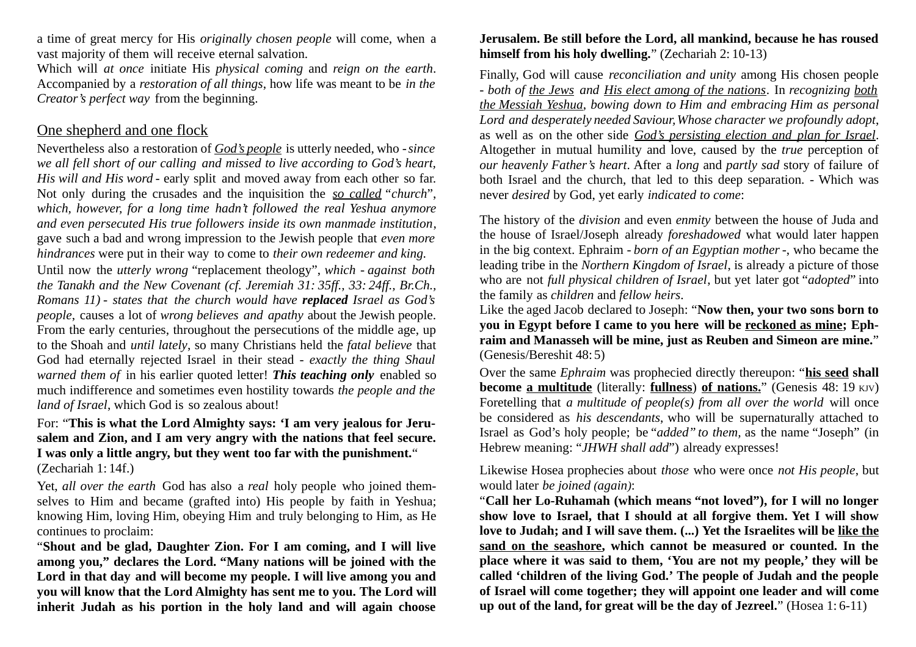a time of great mercy for His *originally chosen people* will come, when a vast majority of them will receive eternal salvation.
Which will *at once* initiate His *physical coming* and *reign on the earth*. Accompanied by a *restoration of all things*, how life was meant to be *in the Creator's perfect way* from the beginning.

## One shepherd and one flock

Nevertheless also a restoration of God's people is utterly needed, who - *since we all fell short of our calling and missed to live according to God's heart, His will and His word* - early split and moved away from each other so far. Not only during the crusades and the inquisition the *so called* "*church*", *which, however, for a long time hadn't followed the real Yeshua anymore and even persecuted His true followers inside its own manmade institution*, gave such a bad and wrong impression to the Jewish people that *even more hindrances* were put in their way to come to *their own redeemer and king.*

Until now the *utterly wrong* "replacement theology", *which - against both the Tanakh and the New Covenant (cf. Jeremiah 31: 35ff., 33: 24ff., Br.Ch., Romans 11) - states that the church would have* ***replaced*** *Israel as God's people*, causes a lot of *wrong believes and apathy* about the Jewish people. From the early centuries, throughout the persecutions of the middle age, up to the Shoah and *until lately*, so many Christians held the *fatal believe* that God had eternally rejected Israel in their stead - *exactly the thing Shaul warned them of* in his earlier quoted letter! ***This teaching only*** enabled so much indifference and sometimes even hostility towards *the people and the land of Israel*, which God is so zealous about!

For: "**This is what the Lord Almighty says: 'I am very jealous for Jerusalem and Zion, and I am very angry with the nations that feel secure. I was only a little angry, but they went too far with the punishment.**"
(Zechariah 1: 14f.)

Yet, *all over the earth* God has also a *real* holy people who joined themselves to Him and became (grafted into) His people by faith in Yeshua; knowing Him, loving Him, obeying Him and truly belonging to Him, as He continues to proclaim:

"**Shout and be glad, Daughter Zion. For I am coming, and I will live among you," declares the Lord. "Many nations will be joined with the Lord in that day and will become my people. I will live among you and you will know that the Lord Almighty has sent me to you. The Lord will inherit Judah as his portion in the holy land and will again choose Jerusalem. Be still before the Lord, all mankind, because he has roused himself from his holy dwelling.**" (Zechariah 2: 10-13)

Finally, God will cause *reconciliation and unity* among His chosen people - *both of* *the Jews* *and* *His elect among of the nations*. In *recognizing* *both the Messiah Yeshua*, *bowing down to Him and embracing Him as personal Lord and desperately needed Saviour, Whose character we profoundly adopt*, as well as on the other side *God's persisting election and plan for Israel*. Altogether in mutual humility and love, caused by the *true* perception of *our heavenly Father's heart*. After a *long* and *partly sad* story of failure of both Israel and the church, that led to this deep separation. - Which was never *desired* by God, yet early *indicated to come*:

The history of the *division* and even *enmity* between the house of Juda and the house of Israel/Joseph already *foreshadowed* what would later happen in the big context. Ephraim - *born of an Egyptian mother* -, who became the leading tribe in the *Northern Kingdom of Israel*, is already a picture of those who are not *full physical children of Israel*, but yet later got "*adopted*" into the family as *children* and *fellow heirs*.

Like the aged Jacob declared to Joseph: "**Now then, your two sons born to you in Egypt before I came to you here will be reckoned as mine; Ephraim and Manasseh will be mine, just as Reuben and Simeon are mine.**" (Genesis/Bereshit 48: 5)

Over the same *Ephraim* was prophecied directly thereupon: "**his seed shall become a multitude** (literally: **fullness**) **of nations.**" (Genesis 48: 19 KJV) Foretelling that *a multitude of people(s) from all over the world* will once be considered as *his descendants*, who will be supernaturally attached to Israel as God's holy people; be "*added" to them*, as the name "Joseph" (in Hebrew meaning: "*JHWH shall add*") already expresses!

Likewise Hosea prophecies about *those* who were once *not His people*, but would later *be joined (again)*:

"**Call her Lo-Ruhamah (which means "not loved"), for I will no longer show love to Israel, that I should at all forgive them. Yet I will show love to Judah; and I will save them. (...) Yet the Israelites will be like the sand on the seashore, which cannot be measured or counted. In the place where it was said to them, 'You are not my people,' they will be called 'children of the living God.' The people of Judah and the people of Israel will come together; they will appoint one leader and will come up out of the land, for great will be the day of Jezreel.**" (Hosea 1: 6-11)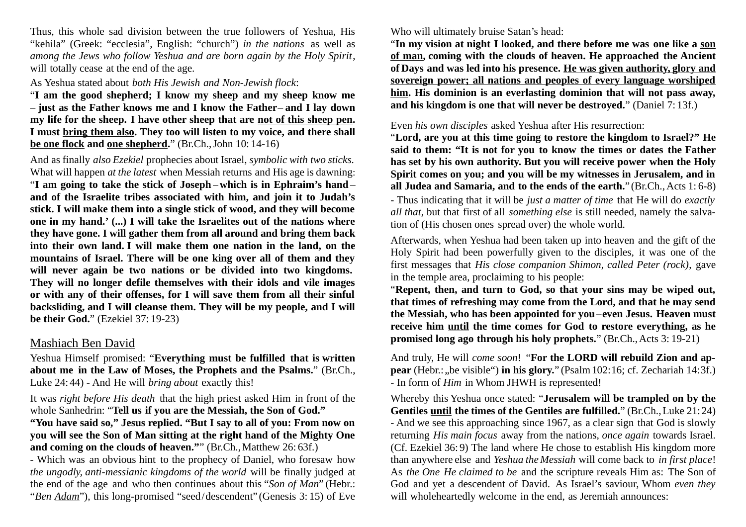Thus, this whole sad division between the true followers of Yeshua, His "kehila" (Greek: "ecclesia", English: "church") *in the nations* as well as *among the Jews who follow Yeshua and are born again by the Holy Spirit*, will totally cease at the end of the age.

As Yeshua stated about *both His Jewish and Non-Jewish flock*:

"**I am the good shepherd; I know my sheep and my sheep know me – just as the Father knows me and I know the Father – and I lay down my life for the sheep. I have other sheep that are <u>not of this sheep pen</u>. I must <u>bring them also</u>. They too will listen to my voice, and there shall <u>be one flock</u> and <u>one shepherd</u>.**" (Br.Ch., John 10: 14-16)

And as finally *also Ezekiel* prophecies about Israel, *symbolic with two sticks*. What will happen *at the latest* when Messiah returns and His age is dawning:

"**I am going to take the stick of Joseph – which is in Ephraim's hand – and of the Israelite tribes associated with him, and join it to Judah's stick. I will make them into a single stick of wood, and they will become one in my hand.' (...) I will take the Israelites out of the nations where they have gone. I will gather them from all around and bring them back into their own land. I will make them one nation in the land, on the mountains of Israel. There will be one king over all of them and they will never again be two nations or be divided into two kingdoms. They will no longer defile themselves with their idols and vile images or with any of their offenses, for I will save them from all their sinful backsliding, and I will cleanse them. They will be my people, and I will be their God.**" (Ezekiel 37: 19-23)

## <u>Mashiach Ben David</u>

Yeshua Himself promised: "**Everything must be fulfilled that is written about me in the Law of Moses, the Prophets and the Psalms.**" (Br.Ch., Luke 24: 44) - And He will *bring about* exactly this!

It was *right before His death* that the high priest asked Him in front of the whole Sanhedrin: "**Tell us if you are the Messiah, the Son of God.**"

**"You have said so," Jesus replied. "But I say to all of you: From now on you will see the Son of Man sitting at the right hand of the Mighty One and coming on the clouds of heaven.""** (Br.Ch., Matthew 26: 63f.)

- Which was an obvious hint to the prophecy of Daniel, who foresaw how *the ungodly, anti-messianic kingdoms of the world* will be finally judged at the end of the age and who then continues about this "*Son of Man*" (Hebr.: "*Ben <u>Adam</u>*"), this long-promised "seed/descendent" (Genesis 3: 15) of Eve Who will ultimately bruise Satan's head:

"**In my vision at night I looked, and there before me was one like a <u>son of man</u>, coming with the clouds of heaven. He approached the Ancient of Days and was led into his presence. <u>He was given authority, glory and sovereign power; all nations and peoples of every language worshiped him</u>. His dominion is an everlasting dominion that will not pass away, and his kingdom is one that will never be destroyed.**" (Daniel 7: 13f.)

Even *his own disciples* asked Yeshua after His resurrection:

"**Lord, are you at this time going to restore the kingdom to Israel?" He said to them: "It is not for you to know the times or dates the Father has set by his own authority. But you will receive power when the Holy Spirit comes on you; and you will be my witnesses in Jerusalem, and in all Judea and Samaria, and to the ends of the earth.**" (Br.Ch., Acts 1: 6-8)

- Thus indicating that it will be *just a matter of time* that He will do *exactly all that*, but that first of all *something else* is still needed, namely the salvation of (His chosen ones spread over) the whole world.

Afterwards, when Yeshua had been taken up into heaven and the gift of the Holy Spirit had been powerfully given to the disciples, it was one of the first messages that *His close companion Shimon, called Peter (rock)*, gave in the temple area, proclaiming to his people:

"**Repent, then, and turn to God, so that your sins may be wiped out, that times of refreshing may come from the Lord, and that he may send the Messiah, who has been appointed for you – even Jesus. Heaven must receive him <u>until</u> the time comes for God to restore everything, as he promised long ago through his holy prophets.**" (Br.Ch., Acts 3: 19-21)

And truly, He will *come soon*! "**For the LORD will rebuild Zion and appear** (Hebr.: „be visible") **in his glory.**" (Psalm 102:16; cf. Zechariah 14:3f.) - In form of *Him* in Whom JHWH is represented!

Whereby this Yeshua once stated: "**Jerusalem will be trampled on by the Gentiles <u>until</u> the times of the Gentiles are fulfilled.**" (Br.Ch., Luke 21: 24) - And we see this approaching since 1967, as a clear sign that God is slowly returning *His main focus* away from the nations, *once again* towards Israel. (Cf. Ezekiel 36: 9) The land where He chose to establish His kingdom more than anywhere else and *Yeshua the Messiah* will come back to *in first place*! As *the One He claimed to be* and the scripture reveals Him as: The Son of God and yet a descendent of David. As Israel's saviour, Whom *even they* will wholeheartedly welcome in the end, as Jeremiah announces: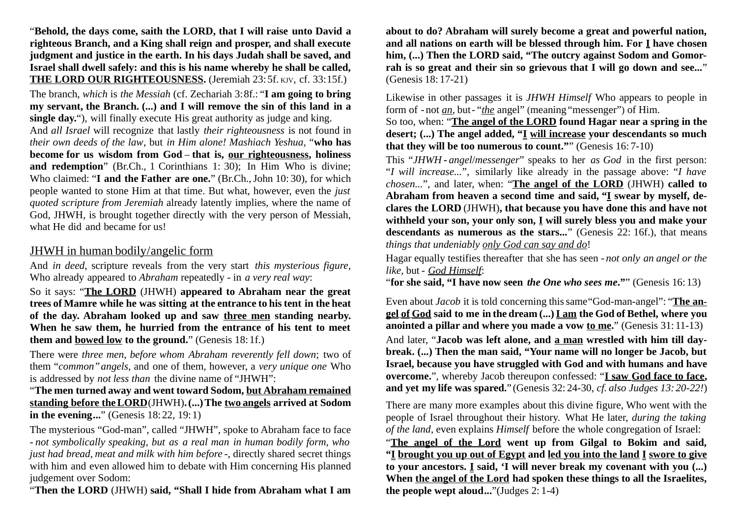"**Behold, the days come, saith the LORD, that I will raise unto David a righteous Branch, and a King shall reign and prosper, and shall execute judgment and justice in the earth. In his days Judah shall be saved, and Israel shall dwell safely: and this is his name whereby he shall be called, <u>THE LORD OUR RIGHTEOUSNESS</u>.** (Jeremiah 23: 5f. KJV, cf. 33:15f.)

The branch, *which* is *the Messiah* (cf. Zechariah 3: 8f.: "**I am going to bring my servant, the Branch. (...) and I will remove the sin of this land in a single day.**"), will finally execute His great authority as judge and king.

And *all Israel* will recognize that lastly *their righteousness* is not found in *their own deeds of the law*, but *in Him alone! Mashiach Yeshua*, "**who has become for us wisdom from God – that is, <u>our righteousness</u>, holiness and redemption**" (Br.Ch., 1 Corinthians 1: 30); In Him Who is divine; Who claimed: "**I and the Father are one.**" (Br.Ch., John 10: 30), for which people wanted to stone Him at that time. But what, however, even the *just quoted scripture from Jeremiah* already latently implies, where the name of God, JHWH, is brought together directly with the very person of Messiah, what He did and became for us!

## <u>JHWH in human bodily/angelic form</u>

And *in deed*, scripture reveals from the very start *this mysterious figure*, Who already appeared to *Abraham* repeatedly - in *a very real way*:

So it says: "**<u>The LORD</u>** (JHWH) **appeared to Abraham near the great trees of Mamre while he was sitting at the entrance to his tent in the heat of the day. Abraham looked up and saw <u>three men</u> standing nearby. When he saw them, he hurried from the entrance of his tent to meet them and <u>bowed low</u> to the ground.**" (Genesis 18: 1f.)

There were *three men*, *before whom Abraham reverently fell down*; two of them "*common*" *angels*, and one of them, however, a *very unique one* Who is addressed by *not less than* the divine name of "JHWH":

"**The men turned away and went toward Sodom, <u>but Abraham remained standing before the LORD</u>** (JHWH)**. (...) The <u>two angels</u> arrived at Sodom in the evening...**" (Genesis 18: 22, 19: 1)

The mysterious "God-man", called "JHWH", spoke to Abraham face to face - *not symbolically speaking, but as a real man in human bodily form, who just had bread, meat and milk with him before* -, directly shared secret things with him and even allowed him to debate with Him concerning His planned judgement over Sodom:

"**Then the LORD** (JHWH) **said, "Shall I hide from Abraham what I am about to do? Abraham will surely become a great and powerful nation, and all nations on earth will be blessed through him. For <u>I</u> have chosen him, (...) Then the LORD said, "The outcry against Sodom and Gomorrah is so great and their sin so grievous that I will go down and see...**" (Genesis 18: 17-21)

Likewise in other passages it is *JHWH Himself* Who appears to people in form of - not *<u>an</u>*, but - "*<u>the</u>* angel" (meaning "messenger") of Him.

So too, when: "**<u>The angel of the LORD</u> found Hagar near a spring in the desert; (...) The angel added, "<u>I</u> <u>will increase</u> your descendants so much that they will be too numerous to count.**"" (Genesis 16: 7-10)

This "*JHWH - angel*/*messenger*" speaks to her *as God* in the first person: "*I will increase...*", similarly like already in the passage above: "*I have chosen...*", and later, when: "**<u>The angel of the LORD</u>** (JHWH) **called to Abraham from heaven a second time and said, "<u>I</u> swear by myself, declares the LORD** (JHWH)**, that because you have done this and have not withheld your son, your only son, <u>I</u> will surely bless you and make your descendants as numerous as the stars...**" (Genesis 22: 16f.), that means *things that undeniably <u>only God can say and do</u>*!

Hagar equally testifies thereafter that she has seen - *not only an angel or the like*, but - *<u>God Himself</u>*:

"**for she said, "I have now seen *the One who sees me*."**" (Genesis 16: 13)

Even about *Jacob* it is told concerning this same "God-man-angel": "**<u>The angel of God</u> said to me in the dream (...) <u>I am</u> the God of Bethel, where you anointed a pillar and where you made a vow <u>to me</u>.**" (Genesis 31: 11-13)

And later, "**Jacob was left alone, and <u>a man</u> wrestled with him till daybreak. (...) Then the man said, "Your name will no longer be Jacob, but Israel, because you have struggled with God and with humans and have overcome.**", whereby Jacob thereupon confessed: "**<u>I saw God face to face</u>, and yet my life was spared.**" (Genesis 32: 24-30, *cf. also Judges 13: 20-22!*)

There are many more examples about this divine figure, Who went with the people of Israel throughout their history. What He later, *during the taking of the land*, even explains *Himself* before the whole congregation of Israel:

"**<u>The angel of the Lord</u> went up from Gilgal to Bokim and said, "<u>I</u> <u>brought you up out of Egypt</u> and <u>led you into the land</u> <u>I</u> <u>swore to give</u> to your ancestors. <u>I</u> said, 'I will never break my covenant with you (...) When <u>the angel of the Lord</u> had spoken these things to all the Israelites, the people wept aloud...**" (Judges 2: 1-4)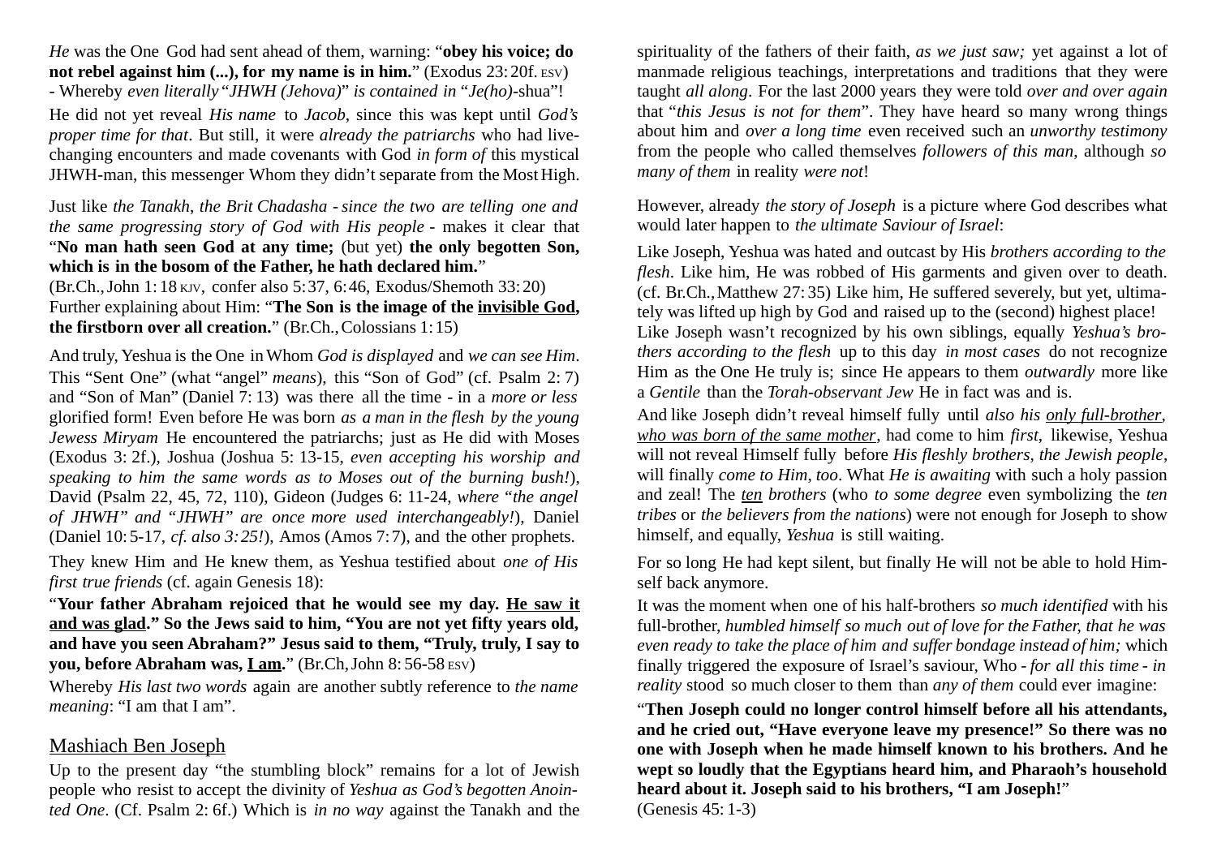*He* was the One God had sent ahead of them, warning: "**obey his voice; do not rebel against him (...), for my name is in him.**" (Exodus 23:20f. ESV) - Whereby *even literally* "*JHWH (Jehova)*" *is contained in* "*Je(ho)*-shua"!

He did not yet reveal *His name* to *Jacob*, since this was kept until *God's proper time for that*. But still, it were *already the patriarchs* who had live-changing encounters and made covenants with God *in form of* this mystical JHWH-man, this messenger Whom they didn't separate from the Most High.

Just like *the Tanakh*, *the Brit Chadasha* - *since the two are telling one and the same progressing story of God with His people* - makes it clear that "**No man hath seen God at any time;** (but yet) **the only begotten Son, which is in the bosom of the Father, he hath declared him.**" (Br.Ch., John 1:18 KJV, confer also 5:37, 6:46, Exodus/Shemoth 33:20) Further explaining about Him: "**The Son is the image of the <u>invisible God</u>, the firstborn over all creation.**" (Br.Ch., Colossians 1:15)

And truly, Yeshua is the One in Whom *God is displayed* and *we can see Him*. This "Sent One" (what "angel" *means*), this "Son of God" (cf. Psalm 2:7) and "Son of Man" (Daniel 7:13) was there all the time - in a *more or less* glorified form! Even before He was born *as a man in the flesh by the young Jewess Miryam* He encountered the patriarchs; just as He did with Moses (Exodus 3:2f.), Joshua (Joshua 5:13-15, *even accepting his worship and speaking to him the same words as to Moses out of the burning bush!*), David (Psalm 22, 45, 72, 110), Gideon (Judges 6:11-24, *where "the angel of JHWH" and "JHWH" are once more used interchangeably!*), Daniel (Daniel 10:5-17, *cf. also 3:25!*), Amos (Amos 7:7), and the other prophets.

They knew Him and He knew them, as Yeshua testified about *one of His first true friends* (cf. again Genesis 18):

"**Your father Abraham rejoiced that he would see my day. <u>He saw it and was glad</u>." So the Jews said to him, "You are not yet fifty years old, and have you seen Abraham?" Jesus said to them, "Truly, truly, I say to you, before Abraham was, <u>I am</u>.**" (Br.Ch, John 8:56-58 ESV)

Whereby *His last two words* again are another subtly reference to *the name meaning*: "I am that I am".

## <u>Mashiach Ben Joseph</u>

Up to the present day "the stumbling block" remains for a lot of Jewish people who resist to accept the divinity of *Yeshua as God's begotten Anointed One*. (Cf. Psalm 2:6f.) Which is *in no way* against the Tanakh and the spirituality of the fathers of their faith, *as we just saw;* yet against a lot of manmade religious teachings, interpretations and traditions that they were taught *all along*. For the last 2000 years they were told *over and over again* that "*this Jesus is not for them*". They have heard so many wrong things about him and *over a long time* even received such an *unworthy testimony* from the people who called themselves *followers of this man*, although *so many of them* in reality *were not*!

However, already *the story of Joseph* is a picture where God describes what would later happen to *the ultimate Saviour of Israel*:

Like Joseph, Yeshua was hated and outcast by His *brothers according to the flesh*. Like him, He was robbed of His garments and given over to death. (cf. Br.Ch., Matthew 27:35) Like him, He suffered severely, but yet, ultimately was lifted up high by God and raised up to the (second) highest place! Like Joseph wasn't recognized by his own siblings, equally *Yeshua's brothers according to the flesh* up to this day *in most cases* do not recognize Him as the One He truly is; since He appears to them *outwardly* more like a *Gentile* than the *Torah-observant Jew* He in fact was and is.

And like Joseph didn't reveal himself fully until *also his <u>only full-brother</u>, <u>who was born of the same mother</u>*, had come to him *first*, likewise, Yeshua will not reveal Himself fully before *His fleshly brothers*, *the Jewish people*, will finally *come to Him, too*. What *He is awaiting* with such a holy passion and zeal! The *<u>ten</u> brothers* (who *to some degree* even symbolizing the *ten tribes* or *the believers from the nations*) were not enough for Joseph to show himself, and equally, *Yeshua* is still waiting.

For so long He had kept silent, but finally He will not be able to hold Himself back anymore.

It was the moment when one of his half-brothers *so much identified* with his full-brother, *humbled himself so much out of love for the Father, that he was even ready to take the place of him and suffer bondage instead of him;* which finally triggered the exposure of Israel's saviour, Who - *for all this time* - *in reality* stood so much closer to them than *any of them* could ever imagine:

"**Then Joseph could no longer control himself before all his attendants, and he cried out, "Have everyone leave my presence!" So there was no one with Joseph when he made himself known to his brothers. And he wept so loudly that the Egyptians heard him, and Pharaoh's household heard about it. Joseph said to his brothers, "I am Joseph!**"
(Genesis 45:1-3)